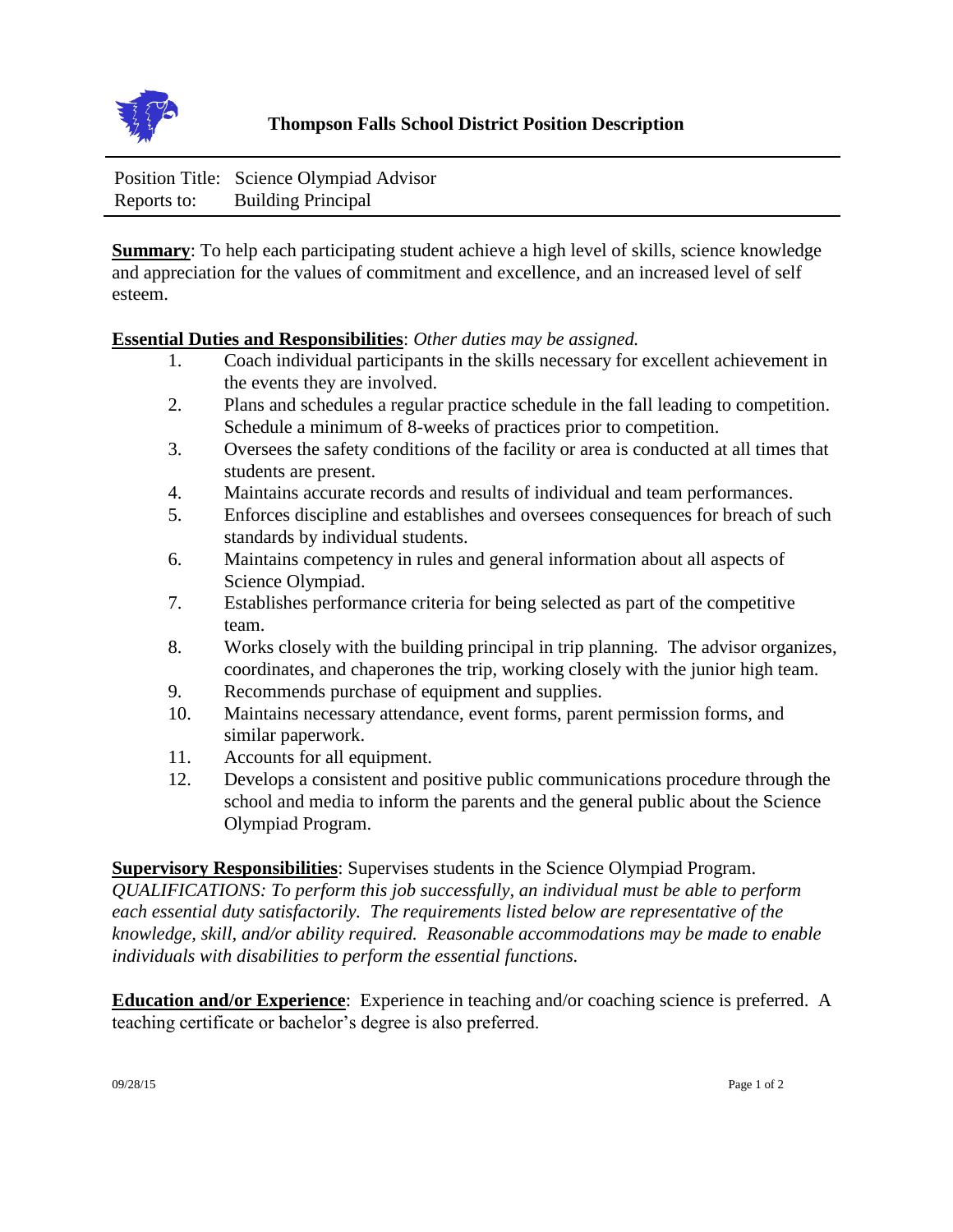# Thompson Falls School District Position Description

Position Title: Science Olympiad Advisor
Reports to: Building Principal

**Summary**: To help each participating student achieve a high level of skills, science knowledge and appreciation for the values of commitment and excellence, and an increased level of self esteem.

**Essential Duties and Responsibilities**: *Other duties may be assigned.*

1. Coach individual participants in the skills necessary for excellent achievement in the events they are involved.
2. Plans and schedules a regular practice schedule in the fall leading to competition. Schedule a minimum of 8-weeks of practices prior to competition.
3. Oversees the safety conditions of the facility or area is conducted at all times that students are present.
4. Maintains accurate records and results of individual and team performances.
5. Enforces discipline and establishes and oversees consequences for breach of such standards by individual students.
6. Maintains competency in rules and general information about all aspects of Science Olympiad.
7. Establishes performance criteria for being selected as part of the competitive team.
8. Works closely with the building principal in trip planning. The advisor organizes, coordinates, and chaperones the trip, working closely with the junior high team.
9. Recommends purchase of equipment and supplies.
10. Maintains necessary attendance, event forms, parent permission forms, and similar paperwork.
11. Accounts for all equipment.
12. Develops a consistent and positive public communications procedure through the school and media to inform the parents and the general public about the Science Olympiad Program.

**Supervisory Responsibilities**: Supervises students in the Science Olympiad Program.
*QUALIFICATIONS: To perform this job successfully, an individual must be able to perform each essential duty satisfactorily. The requirements listed below are representative of the knowledge, skill, and/or ability required. Reasonable accommodations may be made to enable individuals with disabilities to perform the essential functions.*

**Education and/or Experience**: Experience in teaching and/or coaching science is preferred. A teaching certificate or bachelor's degree is also preferred.

09/28/15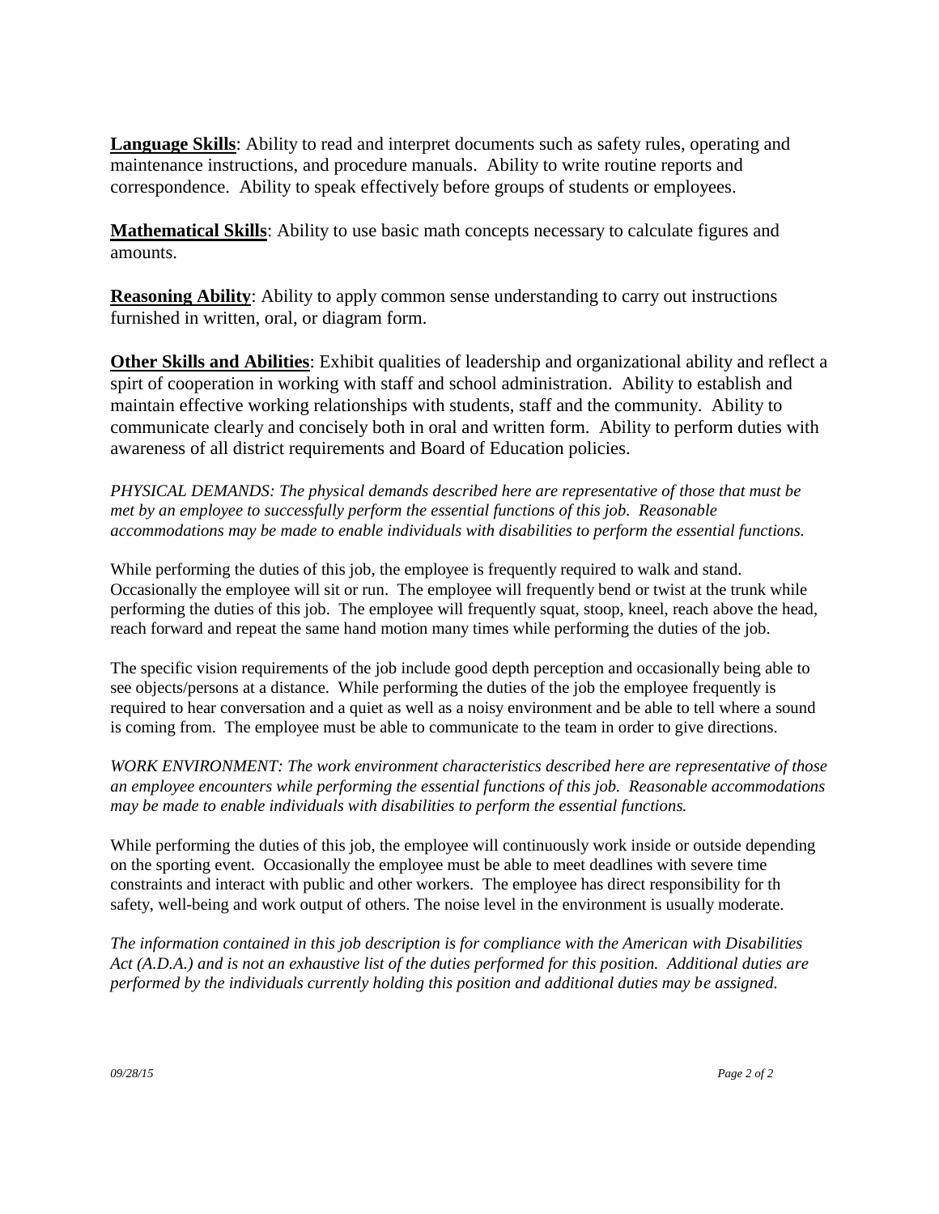**Language Skills**: Ability to read and interpret documents such as safety rules, operating and maintenance instructions, and procedure manuals. Ability to write routine reports and correspondence. Ability to speak effectively before groups of students or employees.

**Mathematical Skills**: Ability to use basic math concepts necessary to calculate figures and amounts.

**Reasoning Ability**: Ability to apply common sense understanding to carry out instructions furnished in written, oral, or diagram form.

**Other Skills and Abilities**: Exhibit qualities of leadership and organizational ability and reflect a spirt of cooperation in working with staff and school administration. Ability to establish and maintain effective working relationships with students, staff and the community. Ability to communicate clearly and concisely both in oral and written form. Ability to perform duties with awareness of all district requirements and Board of Education policies.

*PHYSICAL DEMANDS: The physical demands described here are representative of those that must be met by an employee to successfully perform the essential functions of this job. Reasonable accommodations may be made to enable individuals with disabilities to perform the essential functions.*

While performing the duties of this job, the employee is frequently required to walk and stand. Occasionally the employee will sit or run. The employee will frequently bend or twist at the trunk while performing the duties of this job. The employee will frequently squat, stoop, kneel, reach above the head, reach forward and repeat the same hand motion many times while performing the duties of the job.

The specific vision requirements of the job include good depth perception and occasionally being able to see objects/persons at a distance. While performing the duties of the job the employee frequently is required to hear conversation and a quiet as well as a noisy environment and be able to tell where a sound is coming from. The employee must be able to communicate to the team in order to give directions.

*WORK ENVIRONMENT: The work environment characteristics described here are representative of those an employee encounters while performing the essential functions of this job. Reasonable accommodations may be made to enable individuals with disabilities to perform the essential functions.*

While performing the duties of this job, the employee will continuously work inside or outside depending on the sporting event. Occasionally the employee must be able to meet deadlines with severe time constraints and interact with public and other workers. The employee has direct responsibility for th safety, well-being and work output of others. The noise level in the environment is usually moderate.

*The information contained in this job description is for compliance with the American with Disabilities Act (A.D.A.) and is not an exhaustive list of the duties performed for this position. Additional duties are performed by the individuals currently holding this position and additional duties may be assigned.*

*09/28/15*